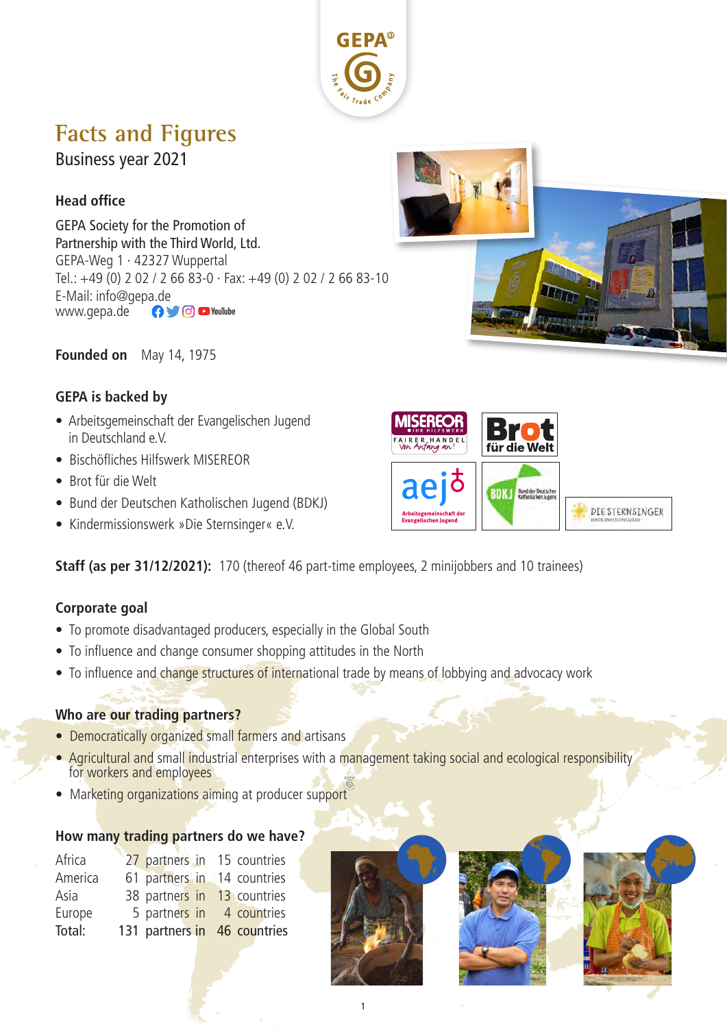# Facts and Figures

Business year 2021

### Head office

GEPA Society for the Promotion of
Partnership with the Third World, Ltd.
GEPA-Weg 1 · 42327 Wuppertal
Tel.: +49 (0) 2 02 / 2 66 83-0 · Fax: +49 (0) 2 02 / 2 66 83-10
E-Mail: info@gepa.de
www.gepa.de

**Founded on** May 14, 1975

### GEPA is backed by

- Arbeitsgemeinschaft der Evangelischen Jugend in Deutschland e.V.
- Bischöfliches Hilfswerk MISEREOR
- Brot für die Welt
- Bund der Deutschen Katholischen Jugend (BDKJ)
- Kindermissionswerk »Die Sternsinger« e.V.

**Staff (as per 31/12/2021):** 170 (thereof 46 part-time employees, 2 minijobbers and 10 trainees)

### Corporate goal

- To promote disadvantaged producers, especially in the Global South
- To influence and change consumer shopping attitudes in the North
- To influence and change structures of international trade by means of lobbying and advocacy work

### Who are our trading partners?

- Democratically organized small farmers and artisans
- Agricultural and small industrial enterprises with a management taking social and ecological responsibility for workers and employees
- Marketing organizations aiming at producer support

### How many trading partners do we have?

| | | |
|---|---|---|
| Africa | 27 partners in | 15 countries |
| America | 61 partners in | 14 countries |
| Asia | 38 partners in | 13 countries |
| Europe | 5 partners in | 4 countries |
| Total: | 131 partners in | 46 countries |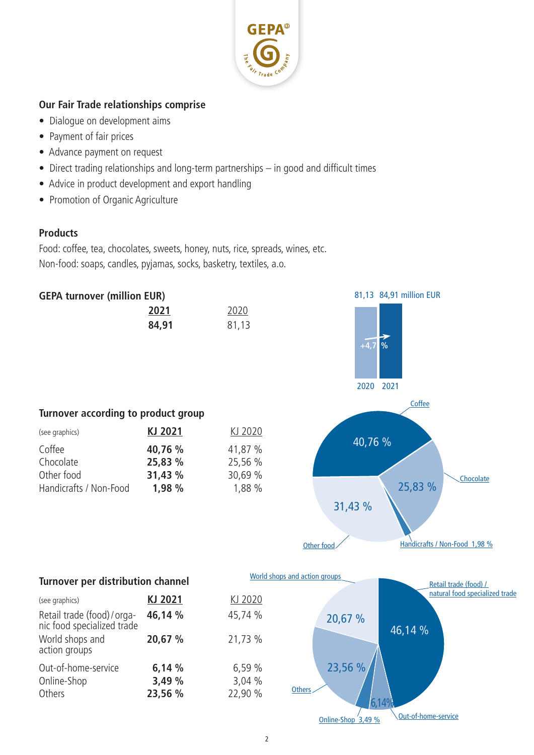## Our Fair Trade relationships comprise

- Dialogue on development aims
- Payment of fair prices
- Advance payment on request
- Direct trading relationships and long-term partnerships – in good and difficult times
- Advice in product development and export handling
- Promotion of Organic Agriculture

## Products

Food: coffee, tea, chocolates, sweets, honey, nuts, rice, spreads, wines, etc.
Non-food: soaps, candles, pyjamas, socks, basketry, textiles, a.o.

## GEPA turnover (million EUR)

| 2021 | 2020 |
|---|---|
| **84,91** | 81,13 |

81,13 84,91 million EUR

+4,7 %

2020 2021

## Turnover according to product group

| (see graphics) | KJ 2021 | KJ 2020 |
|---|---|---|
| Coffee | **40,76 %** | 41,87 % |
| Chocolate | **25,83 %** | 25,56 % |
| Other food | **31,43 %** | 30,69 % |
| Handicrafts / Non-Food | **1,98 %** | 1,88 % |

Coffee 40,76 %
Chocolate 25,83 %
Other food 31,43 %
Handicrafts / Non-Food 1,98 %

## Turnover per distribution channel

| (see graphics) | KJ 2021 | KJ 2020 |
|---|---|---|
| Retail trade (food) / organic food specialized trade | **46,14 %** | 45,74 % |
| World shops and action groups | **20,67 %** | 21,73 % |
| Out-of-home-service | **6,14 %** | 6,59 % |
| Online-Shop | **3,49 %** | 3,04 % |
| Others | **23,56 %** | 22,90 % |

World shops and action groups 20,67 %
Retail trade (food) / natural food specialized trade 46,14 %
Others 23,56 %
Out-of-home-service 6,14 %
Online-Shop 3,49 %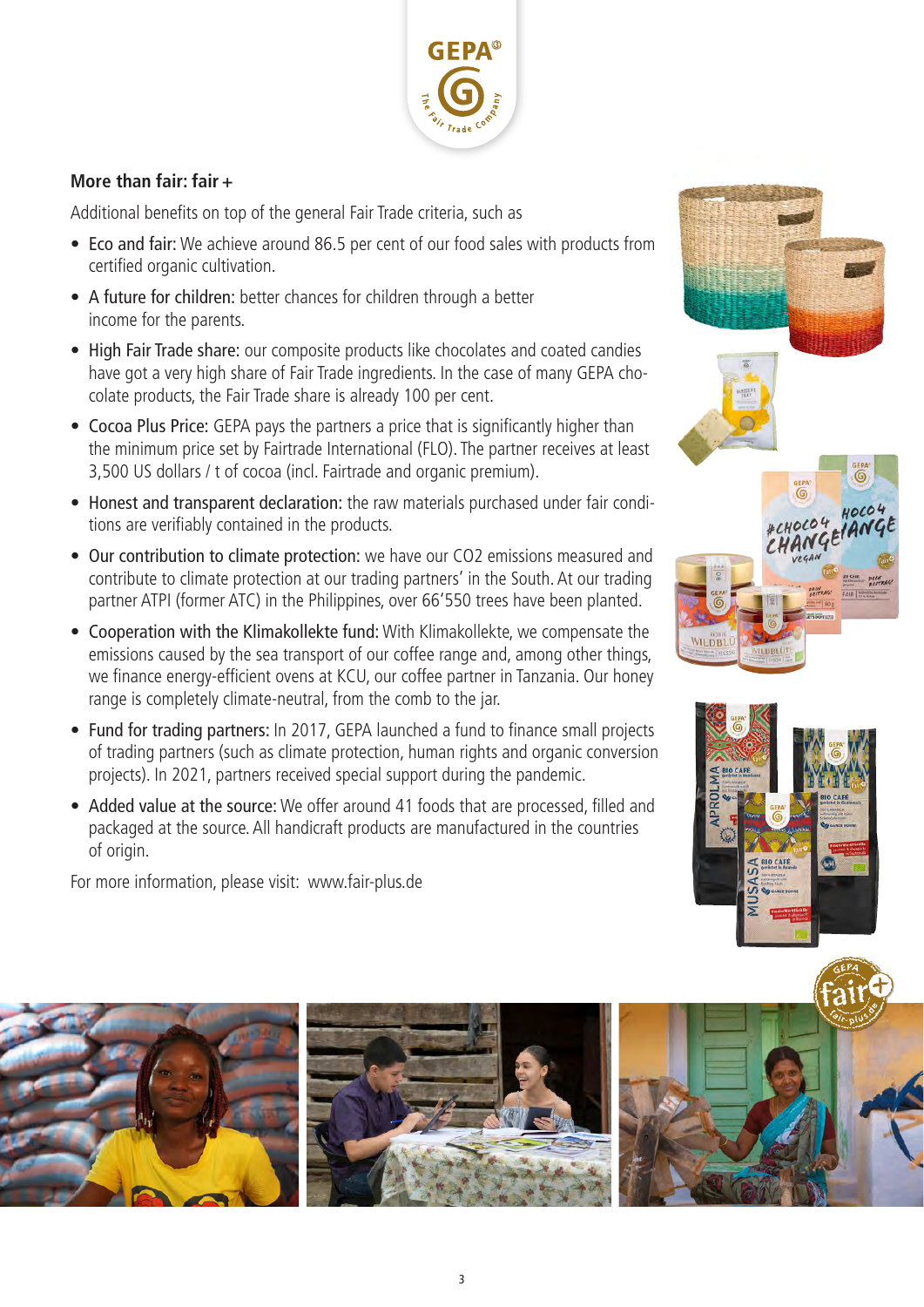## More than fair: fair +

Additional benefits on top of the general Fair Trade criteria, such as

- **Eco and fair:** We achieve around 86.5 per cent of our food sales with products from certified organic cultivation.
- **A future for children:** better chances for children through a better income for the parents.
- **High Fair Trade share:** our composite products like chocolates and coated candies have got a very high share of Fair Trade ingredients. In the case of many GEPA chocolate products, the Fair Trade share is already 100 per cent.
- **Cocoa Plus Price:** GEPA pays the partners a price that is significantly higher than the minimum price set by Fairtrade International (FLO). The partner receives at least 3,500 US dollars / t of cocoa (incl. Fairtrade and organic premium).
- **Honest and transparent declaration:** the raw materials purchased under fair conditions are verifiably contained in the products.
- **Our contribution to climate protection:** we have our CO2 emissions measured and contribute to climate protection at our trading partners' in the South. At our trading partner ATPI (former ATC) in the Philippines, over 66'550 trees have been planted.
- **Cooperation with the Klimakollekte fund:** With Klimakollekte, we compensate the emissions caused by the sea transport of our coffee range and, among other things, we finance energy-efficient ovens at KCU, our coffee partner in Tanzania. Our honey range is completely climate-neutral, from the comb to the jar.
- **Fund for trading partners:** In 2017, GEPA launched a fund to finance small projects of trading partners (such as climate protection, human rights and organic conversion projects). In 2021, partners received special support during the pandemic.
- **Added value at the source:** We offer around 41 foods that are processed, filled and packaged at the source. All handicraft products are manufactured in the countries of origin.

For more information, please visit: www.fair-plus.de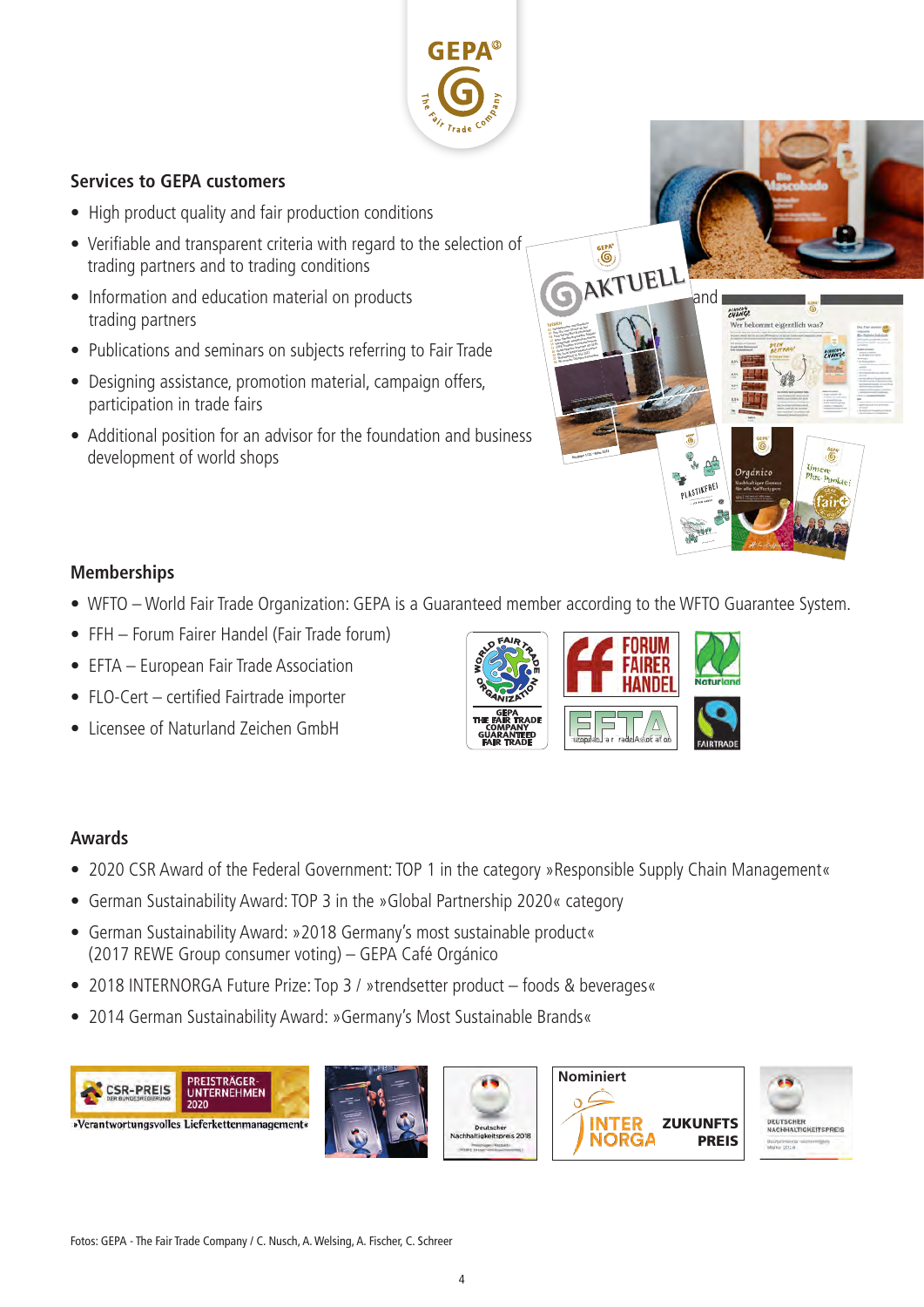## Services to GEPA customers

- High product quality and fair production conditions
- Verifiable and transparent criteria with regard to the selection of trading partners and to trading conditions
- Information and education material on products trading partners
- Publications and seminars on subjects referring to Fair Trade
- Designing assistance, promotion material, campaign offers, participation in trade fairs
- Additional position for an advisor for the foundation and business development of world shops

## Memberships

- WFTO – World Fair Trade Organization: GEPA is a Guaranteed member according to the WFTO Guarantee System.
- FFH – Forum Fairer Handel (Fair Trade forum)
- EFTA – European Fair Trade Association
- FLO-Cert – certified Fairtrade importer
- Licensee of Naturland Zeichen GmbH

## Awards

- 2020 CSR Award of the Federal Government: TOP 1 in the category »Responsible Supply Chain Management«
- German Sustainability Award: TOP 3 in the »Global Partnership 2020« category
- German Sustainability Award: »2018 Germany's most sustainable product« (2017 REWE Group consumer voting) – GEPA Café Orgánico
- 2018 INTERNORGA Future Prize: Top 3 / »trendsetter product – foods & beverages«
- 2014 German Sustainability Award: »Germany's Most Sustainable Brands«

Fotos: GEPA - The Fair Trade Company / C. Nusch, A. Welsing, A. Fischer, C. Schreer